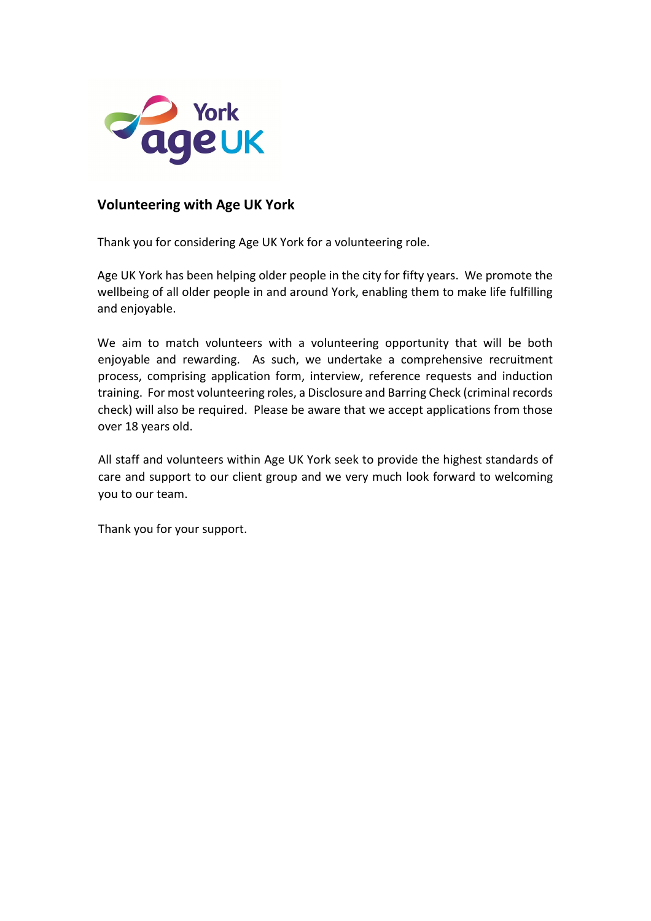## Volunteering with Age UK York

Thank you for considering Age UK York for a volunteering role.

Age UK York has been helping older people in the city for fifty years. We promote the wellbeing of all older people in and around York, enabling them to make life fulfilling and enjoyable.

We aim to match volunteers with a volunteering opportunity that will be both enjoyable and rewarding. As such, we undertake a comprehensive recruitment process, comprising application form, interview, reference requests and induction training. For most volunteering roles, a Disclosure and Barring Check (criminal records check) will also be required. Please be aware that we accept applications from those over 18 years old.

All staff and volunteers within Age UK York seek to provide the highest standards of care and support to our client group and we very much look forward to welcoming you to our team.

Thank you for your support.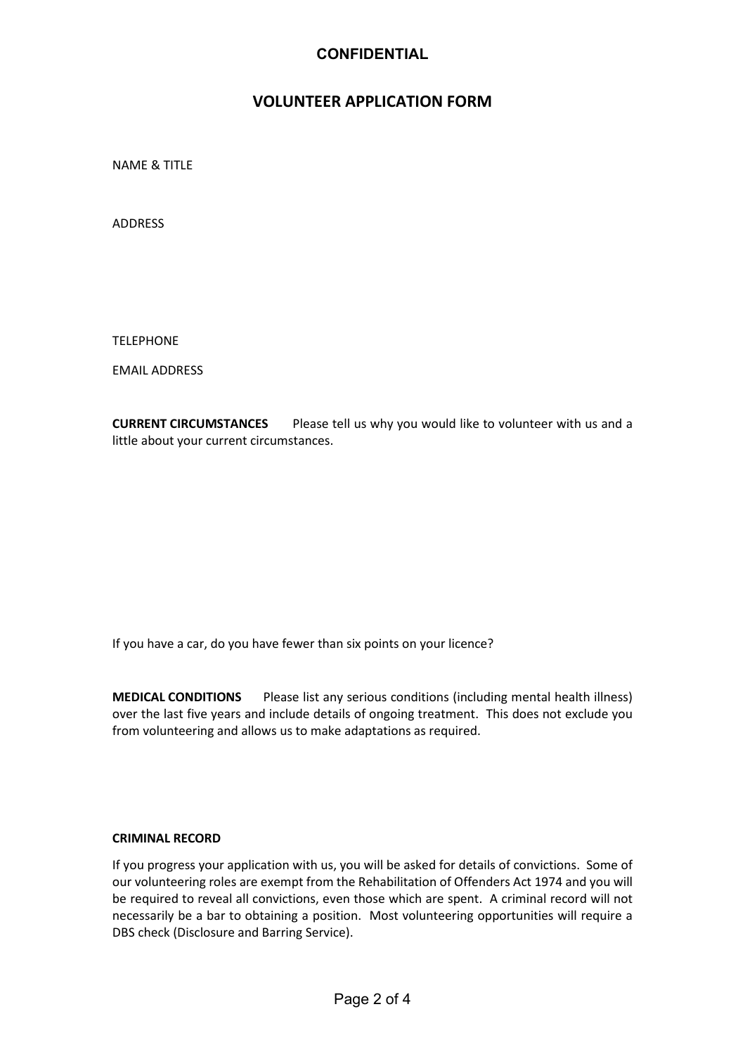**CONFIDENTIAL**

# VOLUNTEER APPLICATION FORM

NAME & TITLE

ADDRESS

TELEPHONE

EMAIL ADDRESS

**CURRENT CIRCUMSTANCES** Please tell us why you would like to volunteer with us and a little about your current circumstances.

If you have a car, do you have fewer than six points on your licence?

**MEDICAL CONDITIONS** Please list any serious conditions (including mental health illness) over the last five years and include details of ongoing treatment. This does not exclude you from volunteering and allows us to make adaptations as required.

**CRIMINAL RECORD**

If you progress your application with us, you will be asked for details of convictions. Some of our volunteering roles are exempt from the Rehabilitation of Offenders Act 1974 and you will be required to reveal all convictions, even those which are spent. A criminal record will not necessarily be a bar to obtaining a position. Most volunteering opportunities will require a DBS check (Disclosure and Barring Service).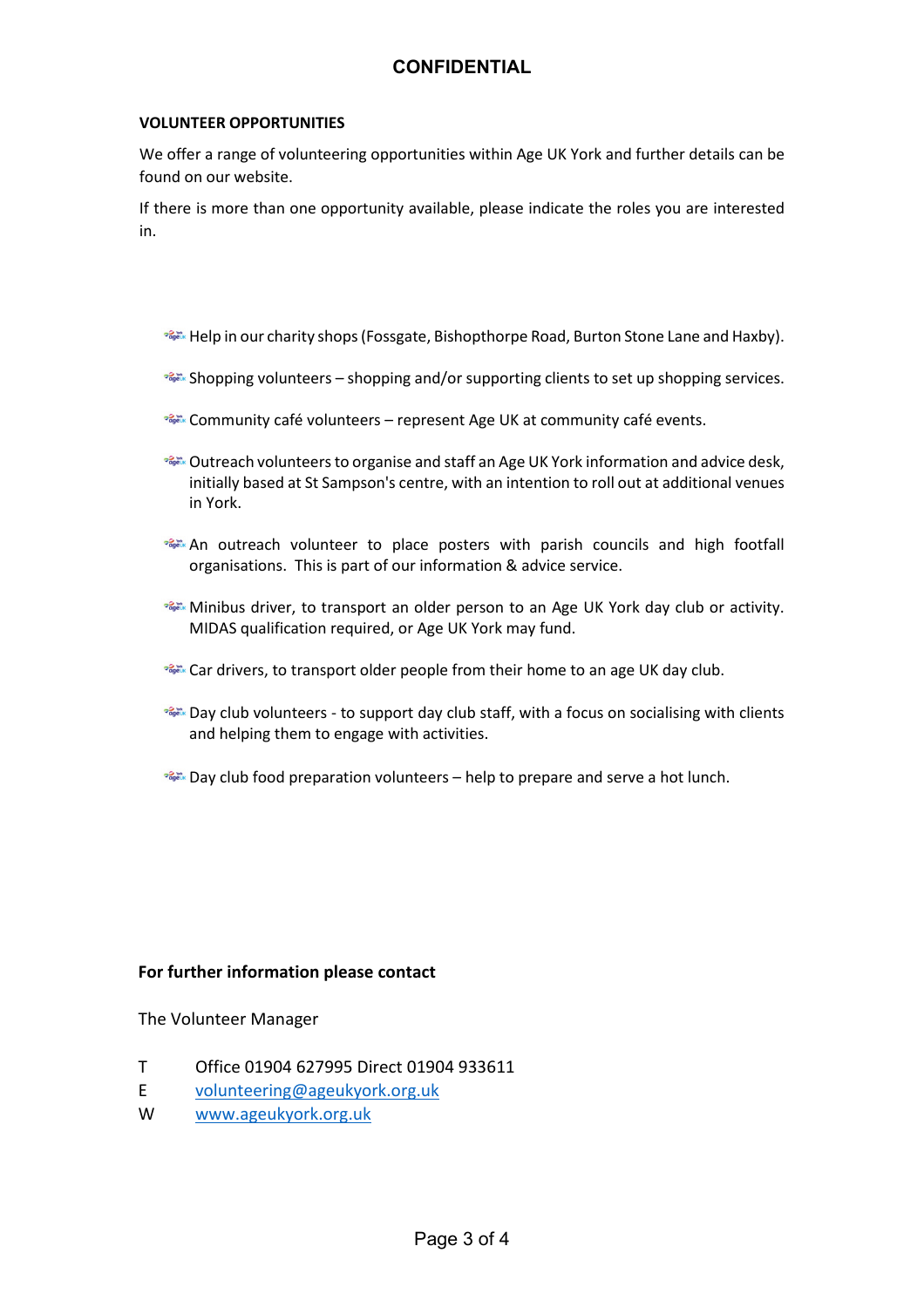**VOLUNTEER OPPORTUNITIES**

We offer a range of volunteering opportunities within Age UK York and further details can be found on our website.

If there is more than one opportunity available, please indicate the roles you are interested in.

- Help in our charity shops (Fossgate, Bishopthorpe Road, Burton Stone Lane and Haxby).
- Shopping volunteers – shopping and/or supporting clients to set up shopping services.
- Community café volunteers – represent Age UK at community café events.
- Outreach volunteers to organise and staff an Age UK York information and advice desk, initially based at St Sampson's centre, with an intention to roll out at additional venues in York.
- An outreach volunteer to place posters with parish councils and high footfall organisations. This is part of our information & advice service.
- Minibus driver, to transport an older person to an Age UK York day club or activity. MIDAS qualification required, or Age UK York may fund.
- Car drivers, to transport older people from their home to an age UK day club.
- Day club volunteers - to support day club staff, with a focus on socialising with clients and helping them to engage with activities.
- Day club food preparation volunteers – help to prepare and serve a hot lunch.

**For further information please contact**

The Volunteer Manager

T Office 01904 627995 Direct 01904 933611
E volunteering@ageukyork.org.uk
W www.ageukyork.org.uk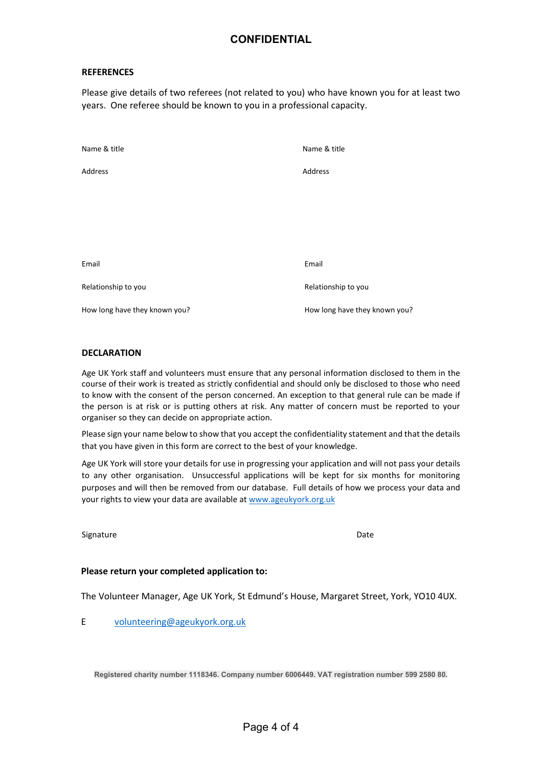**CONFIDENTIAL**

## REFERENCES

Please give details of two referees (not related to you) who have known you for at least two years. One referee should be known to you in a professional capacity.

| | |
|---|---|
| Name & title | Name & title |
| Address | Address |
| Email | Email |
| Relationship to you | Relationship to you |
| How long have they known you? | How long have they known you? |

## DECLARATION

Age UK York staff and volunteers must ensure that any personal information disclosed to them in the course of their work is treated as strictly confidential and should only be disclosed to those who need to know with the consent of the person concerned. An exception to that general rule can be made if the person is at risk or is putting others at risk. Any matter of concern must be reported to your organiser so they can decide on appropriate action.

Please sign your name below to show that you accept the confidentiality statement and that the details that you have given in this form are correct to the best of your knowledge.

Age UK York will store your details for use in progressing your application and will not pass your details to any other organisation. Unsuccessful applications will be kept for six months for monitoring purposes and will then be removed from our database. Full details of how we process your data and your rights to view your data are available at www.ageukyork.org.uk

Signature

Date

**Please return your completed application to:**

The Volunteer Manager, Age UK York, St Edmund's House, Margaret Street, York, YO10 4UX.

E volunteering@ageukyork.org.uk

**Registered charity number 1118346. Company number 6006449. VAT registration number 599 2580 80.**